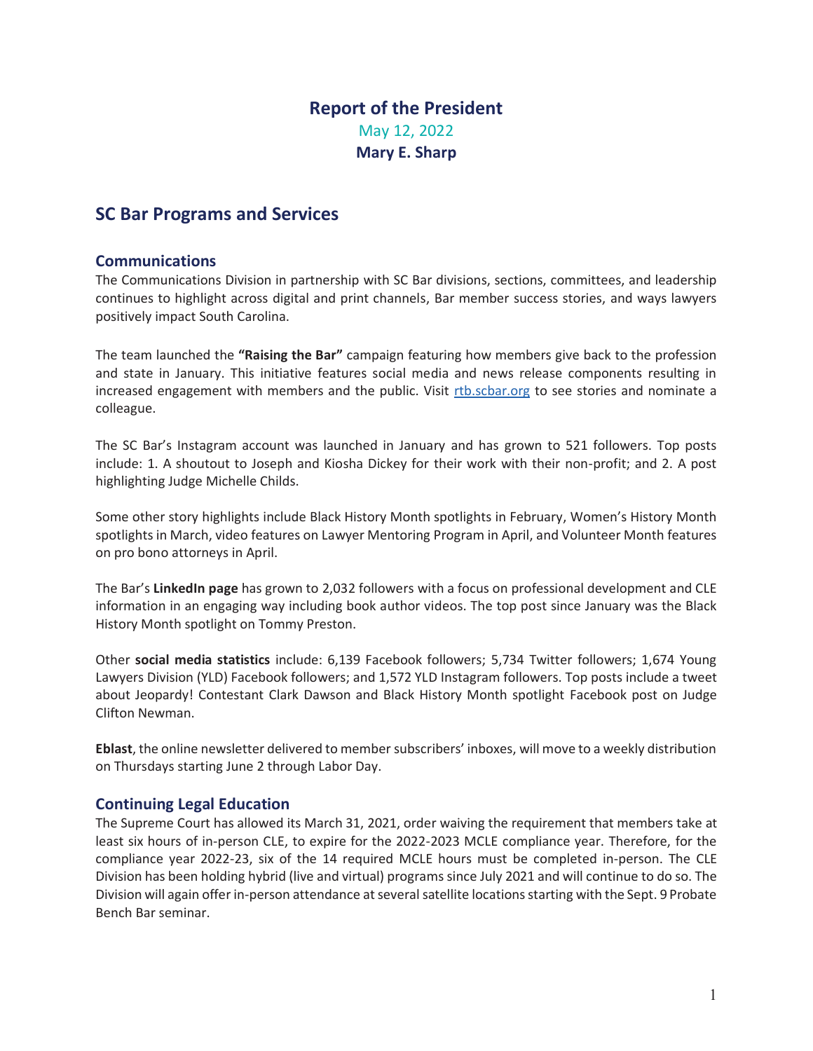# Report of the President

May 12, 2022

**Mary E. Sharp**

## SC Bar Programs and Services

### Communications

The Communications Division in partnership with SC Bar divisions, sections, committees, and leadership continues to highlight across digital and print channels, Bar member success stories, and ways lawyers positively impact South Carolina.

The team launched the **"Raising the Bar"** campaign featuring how members give back to the profession and state in January. This initiative features social media and news release components resulting in increased engagement with members and the public. Visit [rtb.scbar.org](rtb.scbar.org) to see stories and nominate a colleague.

The SC Bar's Instagram account was launched in January and has grown to 521 followers. Top posts include: 1. A shoutout to Joseph and Kiosha Dickey for their work with their non-profit; and 2. A post highlighting Judge Michelle Childs.

Some other story highlights include Black History Month spotlights in February, Women's History Month spotlights in March, video features on Lawyer Mentoring Program in April, and Volunteer Month features on pro bono attorneys in April.

The Bar's **LinkedIn page** has grown to 2,032 followers with a focus on professional development and CLE information in an engaging way including book author videos. The top post since January was the Black History Month spotlight on Tommy Preston.

Other **social media statistics** include: 6,139 Facebook followers; 5,734 Twitter followers; 1,674 Young Lawyers Division (YLD) Facebook followers; and 1,572 YLD Instagram followers. Top posts include a tweet about Jeopardy! Contestant Clark Dawson and Black History Month spotlight Facebook post on Judge Clifton Newman.

**Eblast**, the online newsletter delivered to member subscribers' inboxes, will move to a weekly distribution on Thursdays starting June 2 through Labor Day.

### Continuing Legal Education

The Supreme Court has allowed its March 31, 2021, order waiving the requirement that members take at least six hours of in-person CLE, to expire for the 2022-2023 MCLE compliance year. Therefore, for the compliance year 2022-23, six of the 14 required MCLE hours must be completed in-person. The CLE Division has been holding hybrid (live and virtual) programs since July 2021 and will continue to do so. The Division will again offer in-person attendance at several satellite locations starting with the Sept. 9 Probate Bench Bar seminar.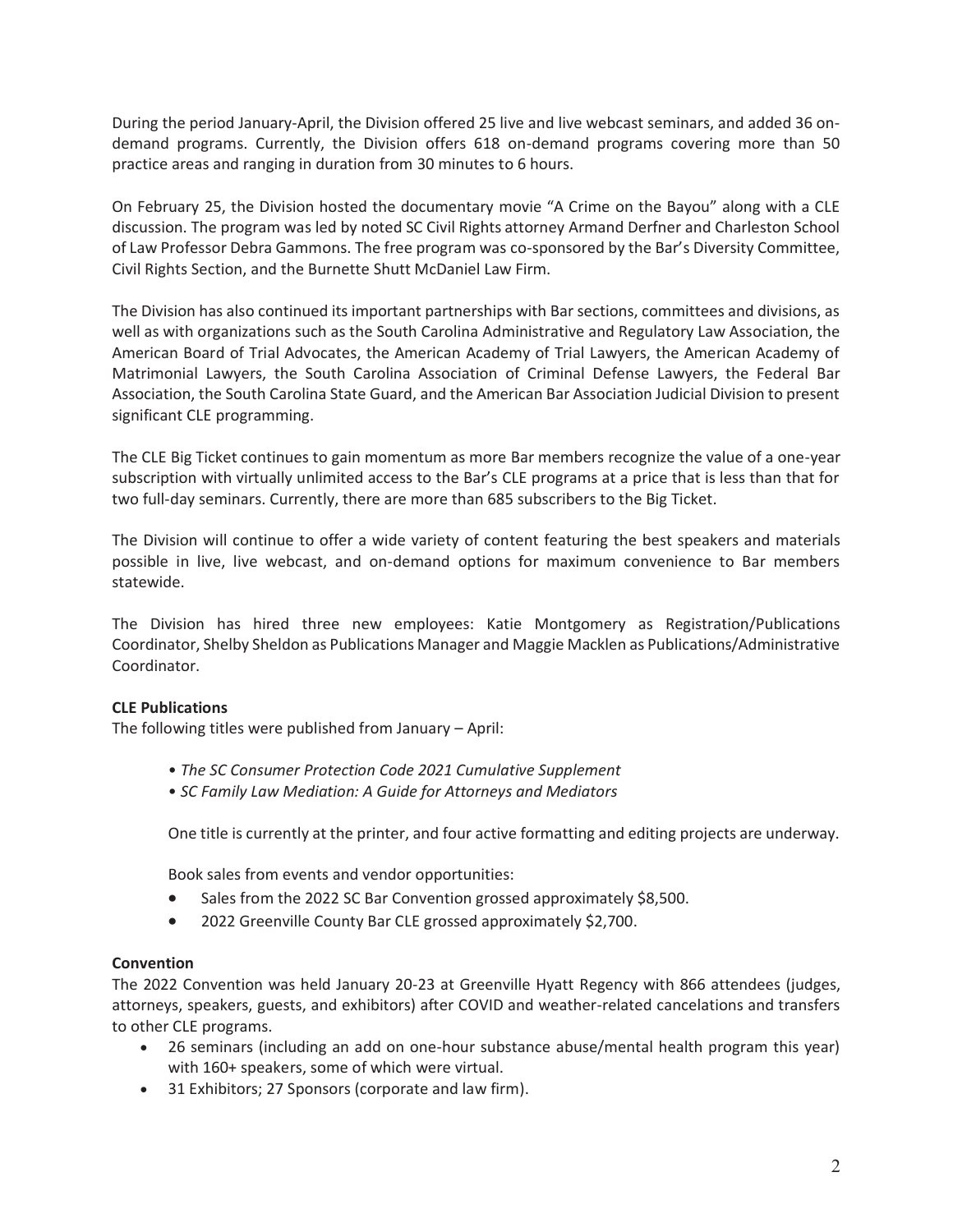During the period January-April, the Division offered 25 live and live webcast seminars, and added 36 on-demand programs. Currently, the Division offers 618 on-demand programs covering more than 50 practice areas and ranging in duration from 30 minutes to 6 hours.

On February 25, the Division hosted the documentary movie "A Crime on the Bayou" along with a CLE discussion. The program was led by noted SC Civil Rights attorney Armand Derfner and Charleston School of Law Professor Debra Gammons. The free program was co-sponsored by the Bar's Diversity Committee, Civil Rights Section, and the Burnette Shutt McDaniel Law Firm.

The Division has also continued its important partnerships with Bar sections, committees and divisions, as well as with organizations such as the South Carolina Administrative and Regulatory Law Association, the American Board of Trial Advocates, the American Academy of Trial Lawyers, the American Academy of Matrimonial Lawyers, the South Carolina Association of Criminal Defense Lawyers, the Federal Bar Association, the South Carolina State Guard, and the American Bar Association Judicial Division to present significant CLE programming.

The CLE Big Ticket continues to gain momentum as more Bar members recognize the value of a one-year subscription with virtually unlimited access to the Bar's CLE programs at a price that is less than that for two full-day seminars. Currently, there are more than 685 subscribers to the Big Ticket.

The Division will continue to offer a wide variety of content featuring the best speakers and materials possible in live, live webcast, and on-demand options for maximum convenience to Bar members statewide.

The Division has hired three new employees: Katie Montgomery as Registration/Publications Coordinator, Shelby Sheldon as Publications Manager and Maggie Macklen as Publications/Administrative Coordinator.

**CLE Publications**

The following titles were published from January – April:

- *The SC Consumer Protection Code 2021 Cumulative Supplement*
- *SC Family Law Mediation: A Guide for Attorneys and Mediators*

One title is currently at the printer, and four active formatting and editing projects are underway.

Book sales from events and vendor opportunities:

- Sales from the 2022 SC Bar Convention grossed approximately $8,500.
- 2022 Greenville County Bar CLE grossed approximately $2,700.

**Convention**

The 2022 Convention was held January 20-23 at Greenville Hyatt Regency with 866 attendees (judges, attorneys, speakers, guests, and exhibitors) after COVID and weather-related cancelations and transfers to other CLE programs.

- 26 seminars (including an add on one-hour substance abuse/mental health program this year) with 160+ speakers, some of which were virtual.
- 31 Exhibitors; 27 Sponsors (corporate and law firm).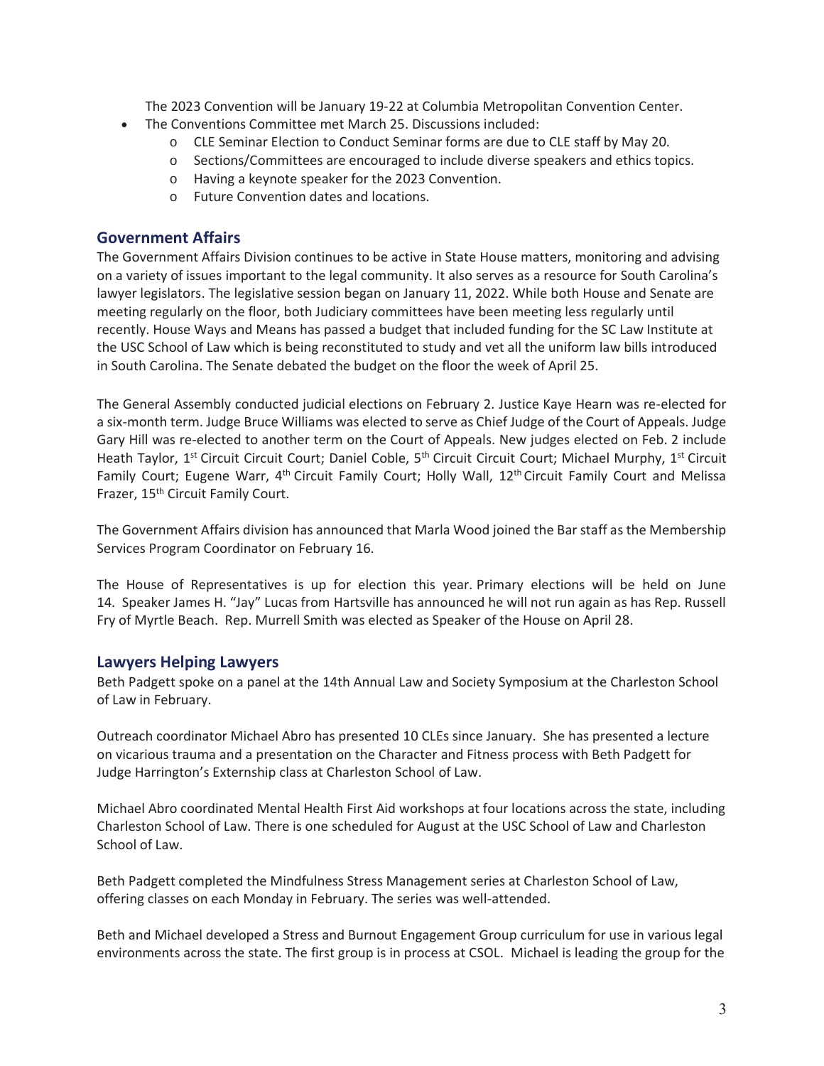The 2023 Convention will be January 19-22 at Columbia Metropolitan Convention Center.

- The Conventions Committee met March 25. Discussions included:
  - CLE Seminar Election to Conduct Seminar forms are due to CLE staff by May 20.
  - Sections/Committees are encouraged to include diverse speakers and ethics topics.
  - Having a keynote speaker for the 2023 Convention.
  - Future Convention dates and locations.

## Government Affairs

The Government Affairs Division continues to be active in State House matters, monitoring and advising on a variety of issues important to the legal community. It also serves as a resource for South Carolina's lawyer legislators. The legislative session began on January 11, 2022. While both House and Senate are meeting regularly on the floor, both Judiciary committees have been meeting less regularly until recently. House Ways and Means has passed a budget that included funding for the SC Law Institute at the USC School of Law which is being reconstituted to study and vet all the uniform law bills introduced in South Carolina. The Senate debated the budget on the floor the week of April 25.

The General Assembly conducted judicial elections on February 2. Justice Kaye Hearn was re-elected for a six-month term. Judge Bruce Williams was elected to serve as Chief Judge of the Court of Appeals. Judge Gary Hill was re-elected to another term on the Court of Appeals. New judges elected on Feb. 2 include Heath Taylor, 1st Circuit Circuit Court; Daniel Coble, 5th Circuit Circuit Court; Michael Murphy, 1st Circuit Family Court; Eugene Warr, 4th Circuit Family Court; Holly Wall, 12th Circuit Family Court and Melissa Frazer, 15th Circuit Family Court.

The Government Affairs division has announced that Marla Wood joined the Bar staff as the Membership Services Program Coordinator on February 16.

The House of Representatives is up for election this year. Primary elections will be held on June 14. Speaker James H. "Jay" Lucas from Hartsville has announced he will not run again as has Rep. Russell Fry of Myrtle Beach. Rep. Murrell Smith was elected as Speaker of the House on April 28.

## Lawyers Helping Lawyers

Beth Padgett spoke on a panel at the 14th Annual Law and Society Symposium at the Charleston School of Law in February.

Outreach coordinator Michael Abro has presented 10 CLEs since January. She has presented a lecture on vicarious trauma and a presentation on the Character and Fitness process with Beth Padgett for Judge Harrington's Externship class at Charleston School of Law.

Michael Abro coordinated Mental Health First Aid workshops at four locations across the state, including Charleston School of Law. There is one scheduled for August at the USC School of Law and Charleston School of Law.

Beth Padgett completed the Mindfulness Stress Management series at Charleston School of Law, offering classes on each Monday in February. The series was well-attended.

Beth and Michael developed a Stress and Burnout Engagement Group curriculum for use in various legal environments across the state. The first group is in process at CSOL. Michael is leading the group for the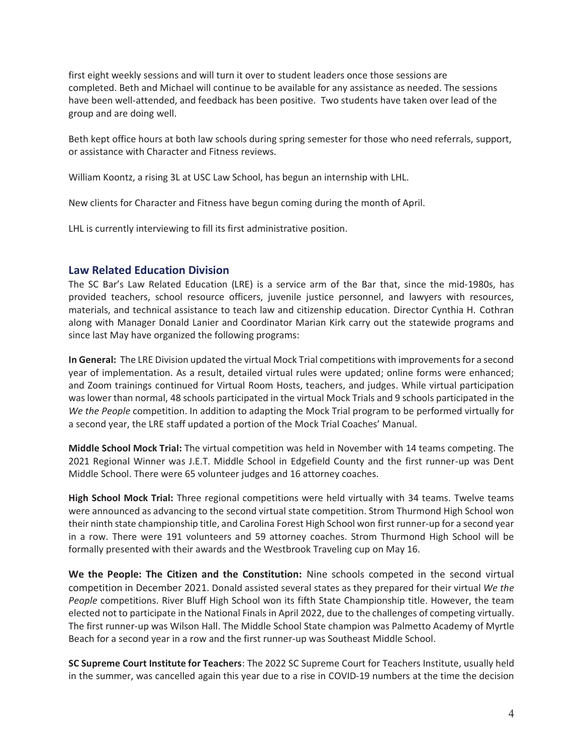first eight weekly sessions and will turn it over to student leaders once those sessions are completed. Beth and Michael will continue to be available for any assistance as needed. The sessions have been well-attended, and feedback has been positive. Two students have taken over lead of the group and are doing well.

Beth kept office hours at both law schools during spring semester for those who need referrals, support, or assistance with Character and Fitness reviews.

William Koontz, a rising 3L at USC Law School, has begun an internship with LHL.

New clients for Character and Fitness have begun coming during the month of April.

LHL is currently interviewing to fill its first administrative position.

## Law Related Education Division

The SC Bar's Law Related Education (LRE) is a service arm of the Bar that, since the mid-1980s, has provided teachers, school resource officers, juvenile justice personnel, and lawyers with resources, materials, and technical assistance to teach law and citizenship education. Director Cynthia H. Cothran along with Manager Donald Lanier and Coordinator Marian Kirk carry out the statewide programs and since last May have organized the following programs:

**In General:** The LRE Division updated the virtual Mock Trial competitions with improvements for a second year of implementation. As a result, detailed virtual rules were updated; online forms were enhanced; and Zoom trainings continued for Virtual Room Hosts, teachers, and judges. While virtual participation was lower than normal, 48 schools participated in the virtual Mock Trials and 9 schools participated in the *We the People* competition. In addition to adapting the Mock Trial program to be performed virtually for a second year, the LRE staff updated a portion of the Mock Trial Coaches' Manual.

**Middle School Mock Trial:** The virtual competition was held in November with 14 teams competing. The 2021 Regional Winner was J.E.T. Middle School in Edgefield County and the first runner-up was Dent Middle School. There were 65 volunteer judges and 16 attorney coaches.

**High School Mock Trial:** Three regional competitions were held virtually with 34 teams. Twelve teams were announced as advancing to the second virtual state competition. Strom Thurmond High School won their ninth state championship title, and Carolina Forest High School won first runner-up for a second year in a row. There were 191 volunteers and 59 attorney coaches. Strom Thurmond High School will be formally presented with their awards and the Westbrook Traveling cup on May 16.

**We the People: The Citizen and the Constitution:** Nine schools competed in the second virtual competition in December 2021. Donald assisted several states as they prepared for their virtual *We the People* competitions. River Bluff High School won its fifth State Championship title. However, the team elected not to participate in the National Finals in April 2022, due to the challenges of competing virtually. The first runner-up was Wilson Hall. The Middle School State champion was Palmetto Academy of Myrtle Beach for a second year in a row and the first runner-up was Southeast Middle School.

**SC Supreme Court Institute for Teachers**: The 2022 SC Supreme Court for Teachers Institute, usually held in the summer, was cancelled again this year due to a rise in COVID-19 numbers at the time the decision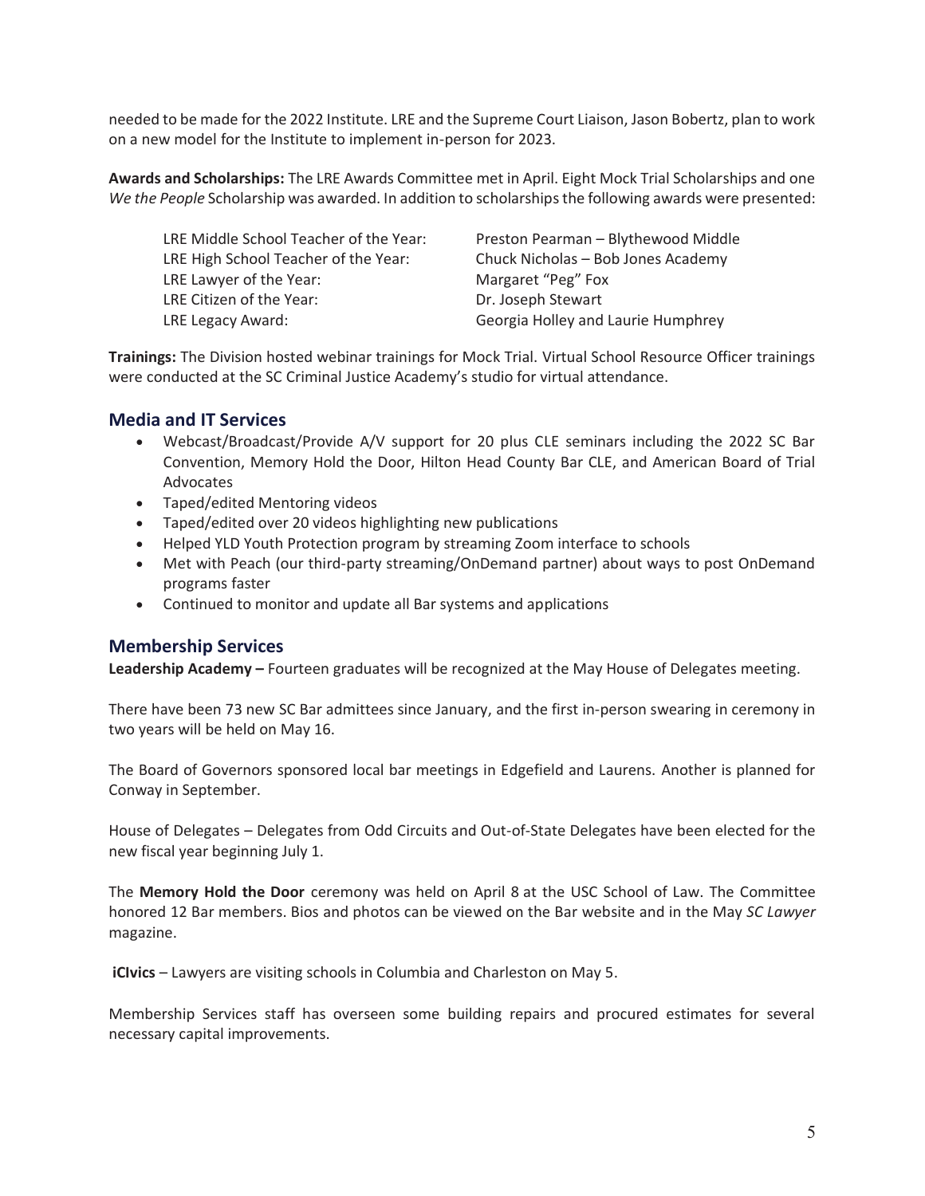needed to be made for the 2022 Institute. LRE and the Supreme Court Liaison, Jason Bobertz, plan to work on a new model for the Institute to implement in-person for 2023.

**Awards and Scholarships:** The LRE Awards Committee met in April. Eight Mock Trial Scholarships and one *We the People* Scholarship was awarded. In addition to scholarships the following awards were presented:

| | |
|---|---|
| LRE Middle School Teacher of the Year: | Preston Pearman – Blythewood Middle |
| LRE High School Teacher of the Year: | Chuck Nicholas – Bob Jones Academy |
| LRE Lawyer of the Year: | Margaret "Peg" Fox |
| LRE Citizen of the Year: | Dr. Joseph Stewart |
| LRE Legacy Award: | Georgia Holley and Laurie Humphrey |

**Trainings:** The Division hosted webinar trainings for Mock Trial. Virtual School Resource Officer trainings were conducted at the SC Criminal Justice Academy's studio for virtual attendance.

## Media and IT Services

- Webcast/Broadcast/Provide A/V support for 20 plus CLE seminars including the 2022 SC Bar Convention, Memory Hold the Door, Hilton Head County Bar CLE, and American Board of Trial Advocates
- Taped/edited Mentoring videos
- Taped/edited over 20 videos highlighting new publications
- Helped YLD Youth Protection program by streaming Zoom interface to schools
- Met with Peach (our third-party streaming/OnDemand partner) about ways to post OnDemand programs faster
- Continued to monitor and update all Bar systems and applications

## Membership Services

**Leadership Academy –** Fourteen graduates will be recognized at the May House of Delegates meeting.

There have been 73 new SC Bar admittees since January, and the first in-person swearing in ceremony in two years will be held on May 16.

The Board of Governors sponsored local bar meetings in Edgefield and Laurens. Another is planned for Conway in September.

House of Delegates – Delegates from Odd Circuits and Out-of-State Delegates have been elected for the new fiscal year beginning July 1.

The **Memory Hold the Door** ceremony was held on April 8 at the USC School of Law. The Committee honored 12 Bar members. Bios and photos can be viewed on the Bar website and in the May *SC Lawyer* magazine.

**iCIvics** – Lawyers are visiting schools in Columbia and Charleston on May 5.

Membership Services staff has overseen some building repairs and procured estimates for several necessary capital improvements.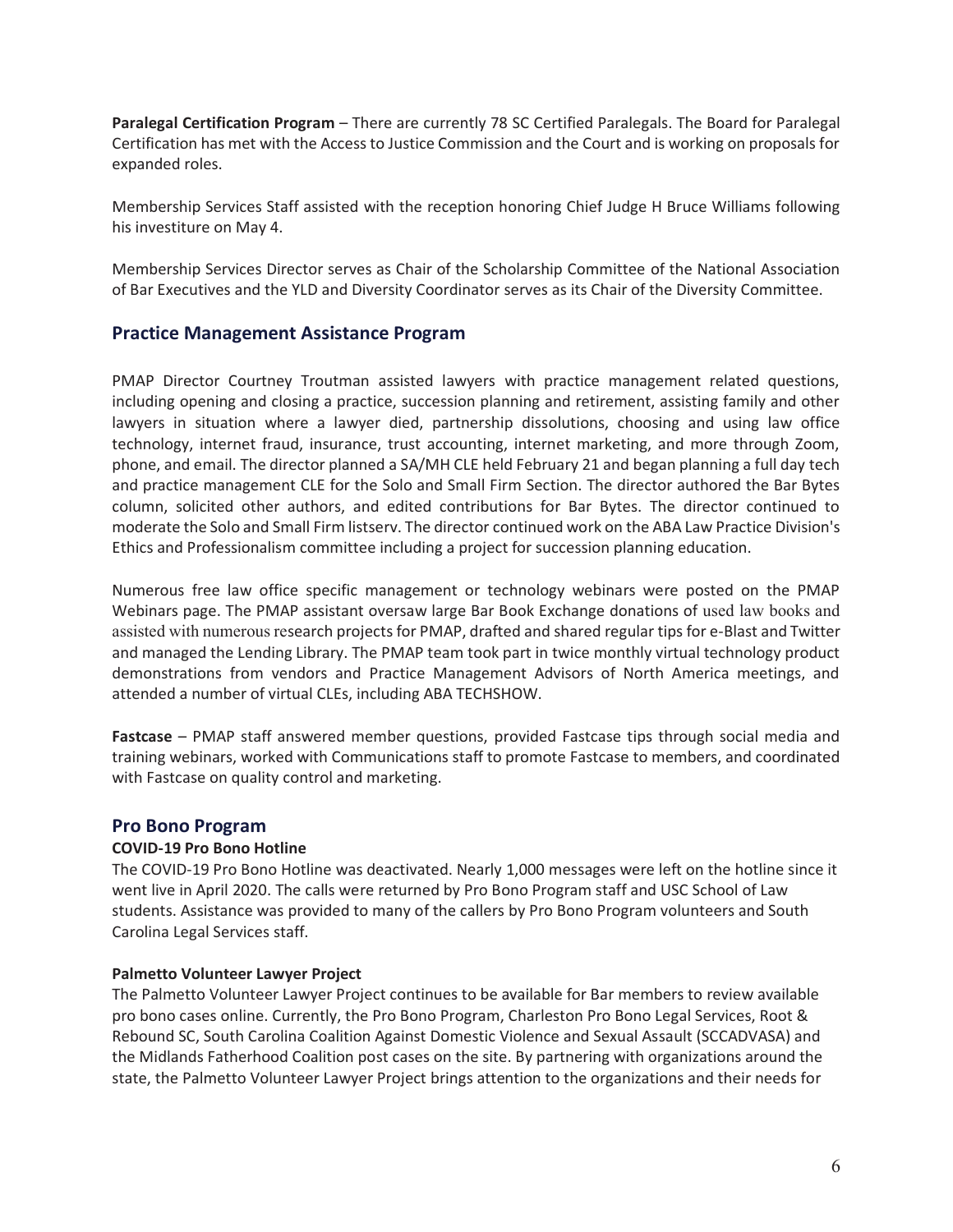**Paralegal Certification Program** – There are currently 78 SC Certified Paralegals. The Board for Paralegal Certification has met with the Access to Justice Commission and the Court and is working on proposals for expanded roles.

Membership Services Staff assisted with the reception honoring Chief Judge H Bruce Williams following his investiture on May 4.

Membership Services Director serves as Chair of the Scholarship Committee of the National Association of Bar Executives and the YLD and Diversity Coordinator serves as its Chair of the Diversity Committee.

## Practice Management Assistance Program

PMAP Director Courtney Troutman assisted lawyers with practice management related questions, including opening and closing a practice, succession planning and retirement, assisting family and other lawyers in situation where a lawyer died, partnership dissolutions, choosing and using law office technology, internet fraud, insurance, trust accounting, internet marketing, and more through Zoom, phone, and email. The director planned a SA/MH CLE held February 21 and began planning a full day tech and practice management CLE for the Solo and Small Firm Section. The director authored the Bar Bytes column, solicited other authors, and edited contributions for Bar Bytes. The director continued to moderate the Solo and Small Firm listserv. The director continued work on the ABA Law Practice Division's Ethics and Professionalism committee including a project for succession planning education.

Numerous free law office specific management or technology webinars were posted on the PMAP Webinars page. The PMAP assistant oversaw large Bar Book Exchange donations of used law books and assisted with numerous research projects for PMAP, drafted and shared regular tips for e-Blast and Twitter and managed the Lending Library. The PMAP team took part in twice monthly virtual technology product demonstrations from vendors and Practice Management Advisors of North America meetings, and attended a number of virtual CLEs, including ABA TECHSHOW.

**Fastcase** – PMAP staff answered member questions, provided Fastcase tips through social media and training webinars, worked with Communications staff to promote Fastcase to members, and coordinated with Fastcase on quality control and marketing.

## Pro Bono Program

### COVID-19 Pro Bono Hotline

The COVID-19 Pro Bono Hotline was deactivated. Nearly 1,000 messages were left on the hotline since it went live in April 2020. The calls were returned by Pro Bono Program staff and USC School of Law students. Assistance was provided to many of the callers by Pro Bono Program volunteers and South Carolina Legal Services staff.

### Palmetto Volunteer Lawyer Project

The Palmetto Volunteer Lawyer Project continues to be available for Bar members to review available pro bono cases online. Currently, the Pro Bono Program, Charleston Pro Bono Legal Services, Root & Rebound SC, South Carolina Coalition Against Domestic Violence and Sexual Assault (SCCADVASA) and the Midlands Fatherhood Coalition post cases on the site. By partnering with organizations around the state, the Palmetto Volunteer Lawyer Project brings attention to the organizations and their needs for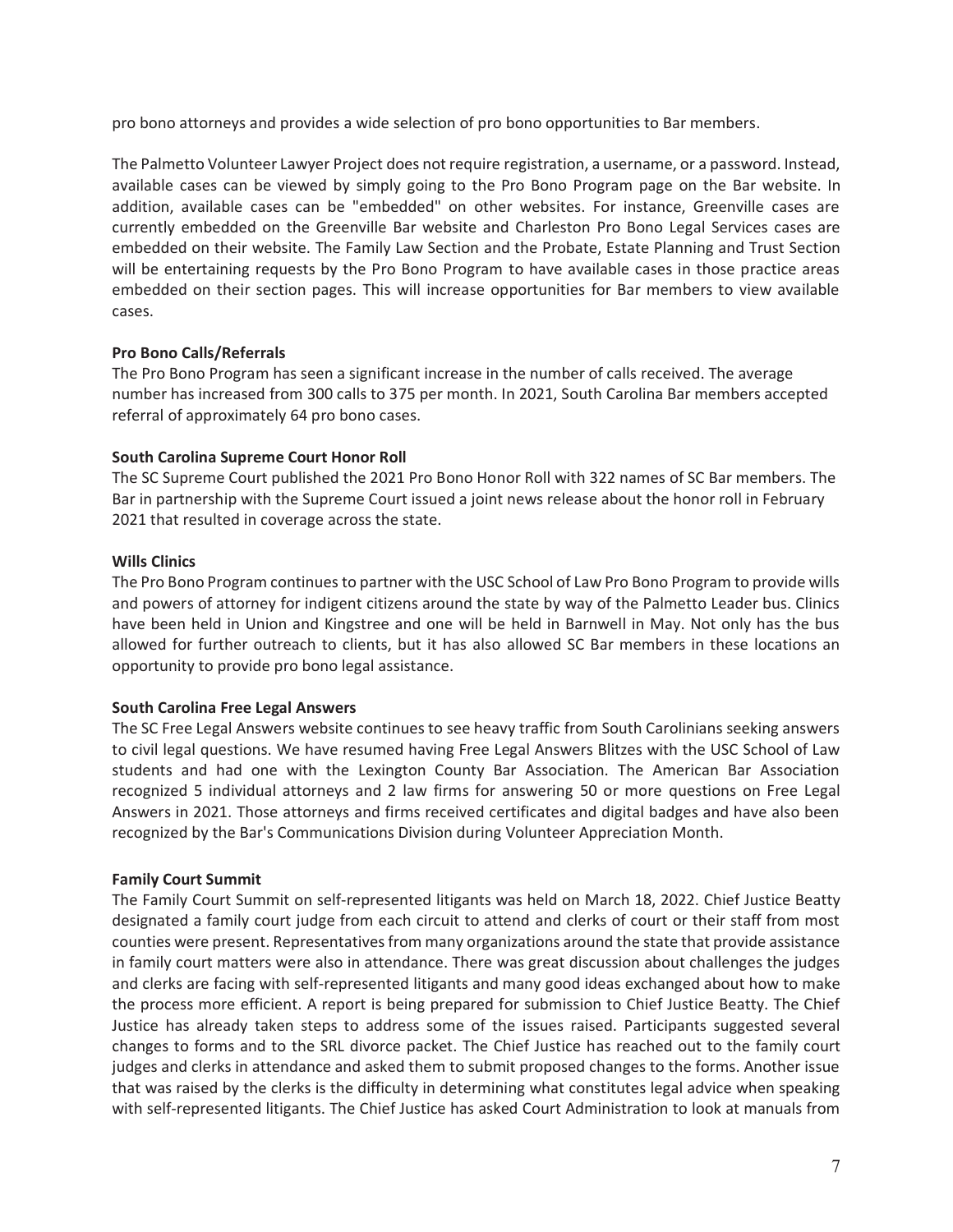pro bono attorneys and provides a wide selection of pro bono opportunities to Bar members.

The Palmetto Volunteer Lawyer Project does not require registration, a username, or a password. Instead, available cases can be viewed by simply going to the Pro Bono Program page on the Bar website. In addition, available cases can be "embedded" on other websites. For instance, Greenville cases are currently embedded on the Greenville Bar website and Charleston Pro Bono Legal Services cases are embedded on their website. The Family Law Section and the Probate, Estate Planning and Trust Section will be entertaining requests by the Pro Bono Program to have available cases in those practice areas embedded on their section pages. This will increase opportunities for Bar members to view available cases.

**Pro Bono Calls/Referrals**

The Pro Bono Program has seen a significant increase in the number of calls received. The average number has increased from 300 calls to 375 per month. In 2021, South Carolina Bar members accepted referral of approximately 64 pro bono cases.

**South Carolina Supreme Court Honor Roll**

The SC Supreme Court published the 2021 Pro Bono Honor Roll with 322 names of SC Bar members. The Bar in partnership with the Supreme Court issued a joint news release about the honor roll in February 2021 that resulted in coverage across the state.

**Wills Clinics**

The Pro Bono Program continues to partner with the USC School of Law Pro Bono Program to provide wills and powers of attorney for indigent citizens around the state by way of the Palmetto Leader bus. Clinics have been held in Union and Kingstree and one will be held in Barnwell in May. Not only has the bus allowed for further outreach to clients, but it has also allowed SC Bar members in these locations an opportunity to provide pro bono legal assistance.

**South Carolina Free Legal Answers**

The SC Free Legal Answers website continues to see heavy traffic from South Carolinians seeking answers to civil legal questions. We have resumed having Free Legal Answers Blitzes with the USC School of Law students and had one with the Lexington County Bar Association. The American Bar Association recognized 5 individual attorneys and 2 law firms for answering 50 or more questions on Free Legal Answers in 2021. Those attorneys and firms received certificates and digital badges and have also been recognized by the Bar's Communications Division during Volunteer Appreciation Month.

**Family Court Summit**

The Family Court Summit on self-represented litigants was held on March 18, 2022. Chief Justice Beatty designated a family court judge from each circuit to attend and clerks of court or their staff from most counties were present. Representatives from many organizations around the state that provide assistance in family court matters were also in attendance. There was great discussion about challenges the judges and clerks are facing with self-represented litigants and many good ideas exchanged about how to make the process more efficient. A report is being prepared for submission to Chief Justice Beatty. The Chief Justice has already taken steps to address some of the issues raised. Participants suggested several changes to forms and to the SRL divorce packet. The Chief Justice has reached out to the family court judges and clerks in attendance and asked them to submit proposed changes to the forms. Another issue that was raised by the clerks is the difficulty in determining what constitutes legal advice when speaking with self-represented litigants. The Chief Justice has asked Court Administration to look at manuals from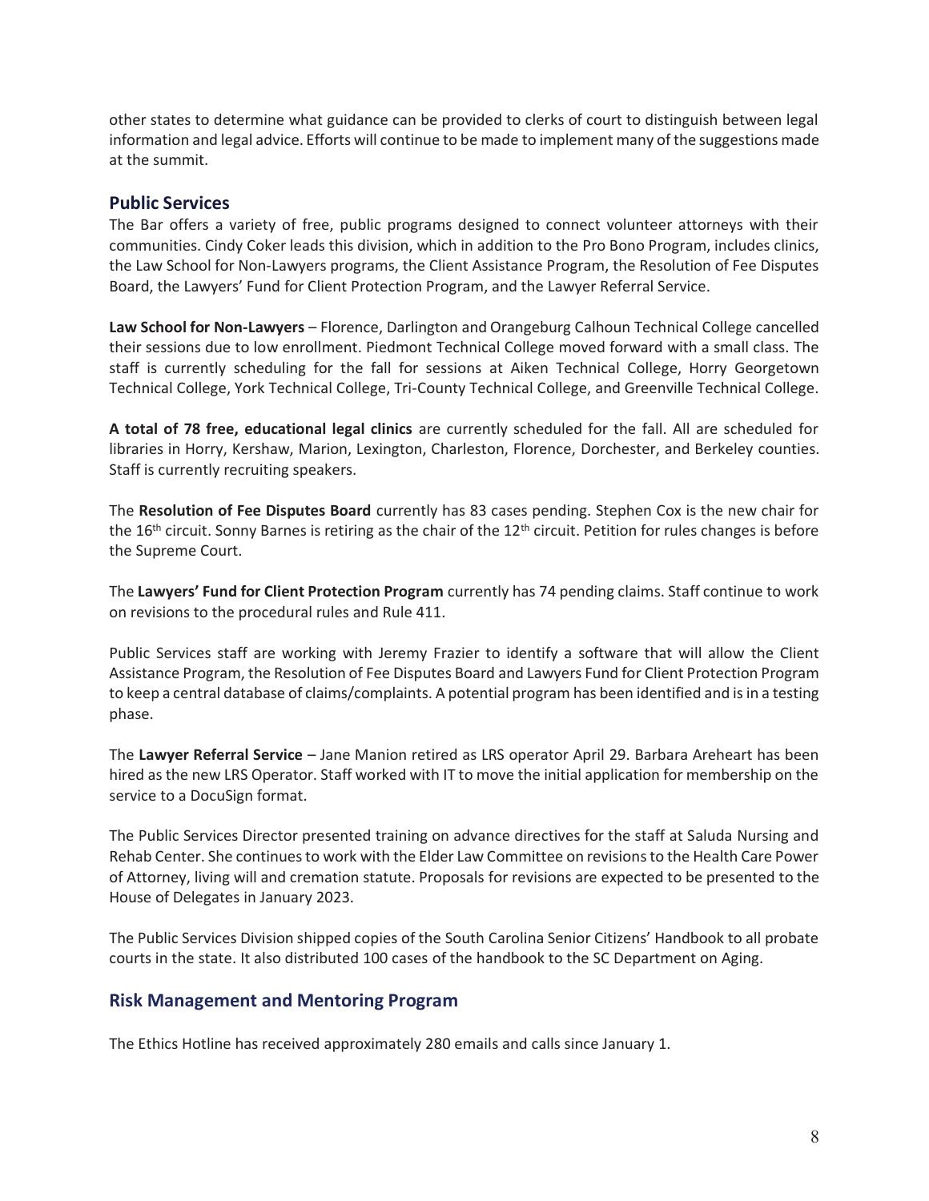other states to determine what guidance can be provided to clerks of court to distinguish between legal information and legal advice. Efforts will continue to be made to implement many of the suggestions made at the summit.

## Public Services

The Bar offers a variety of free, public programs designed to connect volunteer attorneys with their communities. Cindy Coker leads this division, which in addition to the Pro Bono Program, includes clinics, the Law School for Non-Lawyers programs, the Client Assistance Program, the Resolution of Fee Disputes Board, the Lawyers' Fund for Client Protection Program, and the Lawyer Referral Service.

**Law School for Non-Lawyers** – Florence, Darlington and Orangeburg Calhoun Technical College cancelled their sessions due to low enrollment. Piedmont Technical College moved forward with a small class. The staff is currently scheduling for the fall for sessions at Aiken Technical College, Horry Georgetown Technical College, York Technical College, Tri-County Technical College, and Greenville Technical College.

**A total of 78 free, educational legal clinics** are currently scheduled for the fall. All are scheduled for libraries in Horry, Kershaw, Marion, Lexington, Charleston, Florence, Dorchester, and Berkeley counties. Staff is currently recruiting speakers.

The **Resolution of Fee Disputes Board** currently has 83 cases pending. Stephen Cox is the new chair for the 16th circuit. Sonny Barnes is retiring as the chair of the 12th circuit. Petition for rules changes is before the Supreme Court.

The **Lawyers' Fund for Client Protection Program** currently has 74 pending claims. Staff continue to work on revisions to the procedural rules and Rule 411.

Public Services staff are working with Jeremy Frazier to identify a software that will allow the Client Assistance Program, the Resolution of Fee Disputes Board and Lawyers Fund for Client Protection Program to keep a central database of claims/complaints. A potential program has been identified and is in a testing phase.

The **Lawyer Referral Service** – Jane Manion retired as LRS operator April 29. Barbara Areheart has been hired as the new LRS Operator. Staff worked with IT to move the initial application for membership on the service to a DocuSign format.

The Public Services Director presented training on advance directives for the staff at Saluda Nursing and Rehab Center. She continues to work with the Elder Law Committee on revisions to the Health Care Power of Attorney, living will and cremation statute. Proposals for revisions are expected to be presented to the House of Delegates in January 2023.

The Public Services Division shipped copies of the South Carolina Senior Citizens' Handbook to all probate courts in the state. It also distributed 100 cases of the handbook to the SC Department on Aging.

## Risk Management and Mentoring Program

The Ethics Hotline has received approximately 280 emails and calls since January 1.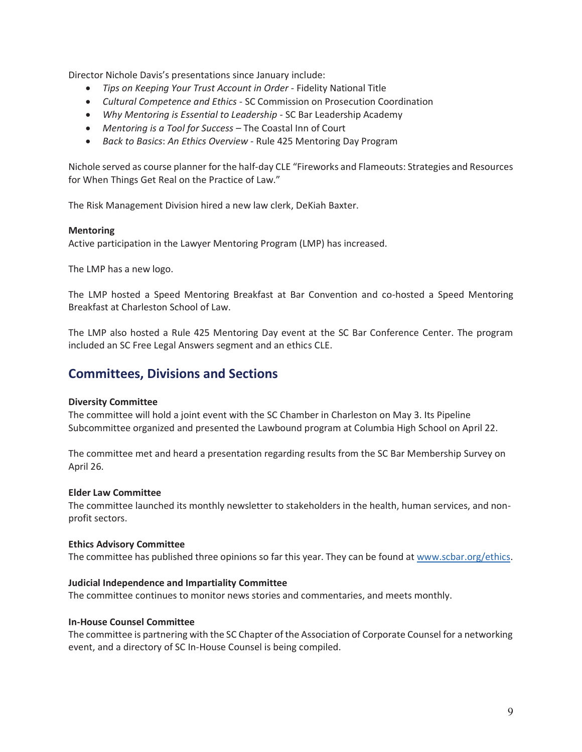Director Nichole Davis's presentations since January include:

- *Tips on Keeping Your Trust Account in Order* - Fidelity National Title
- *Cultural Competence and Ethics* - SC Commission on Prosecution Coordination
- *Why Mentoring is Essential to Leadership* - SC Bar Leadership Academy
- *Mentoring is a Tool for Success* – The Coastal Inn of Court
- *Back to Basics*: *An Ethics Overview* - Rule 425 Mentoring Day Program

Nichole served as course planner for the half-day CLE "Fireworks and Flameouts: Strategies and Resources for When Things Get Real on the Practice of Law."

The Risk Management Division hired a new law clerk, DeKiah Baxter.

**Mentoring**

Active participation in the Lawyer Mentoring Program (LMP) has increased.

The LMP has a new logo.

The LMP hosted a Speed Mentoring Breakfast at Bar Convention and co-hosted a Speed Mentoring Breakfast at Charleston School of Law.

The LMP also hosted a Rule 425 Mentoring Day event at the SC Bar Conference Center. The program included an SC Free Legal Answers segment and an ethics CLE.

## Committees, Divisions and Sections

**Diversity Committee**

The committee will hold a joint event with the SC Chamber in Charleston on May 3. Its Pipeline Subcommittee organized and presented the Lawbound program at Columbia High School on April 22.

The committee met and heard a presentation regarding results from the SC Bar Membership Survey on April 26.

**Elder Law Committee**

The committee launched its monthly newsletter to stakeholders in the health, human services, and non-profit sectors.

**Ethics Advisory Committee**

The committee has published three opinions so far this year. They can be found at [www.scbar.org/ethics](www.scbar.org/ethics).

**Judicial Independence and Impartiality Committee**

The committee continues to monitor news stories and commentaries, and meets monthly.

**In-House Counsel Committee**

The committee is partnering with the SC Chapter of the Association of Corporate Counsel for a networking event, and a directory of SC In-House Counsel is being compiled.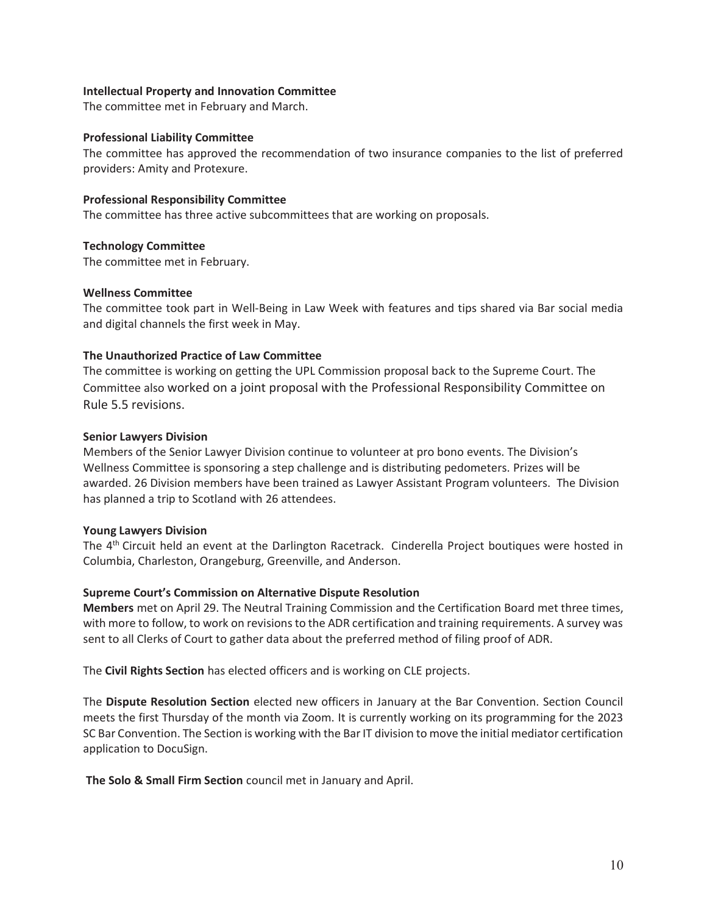**Intellectual Property and Innovation Committee**
The committee met in February and March.

**Professional Liability Committee**
The committee has approved the recommendation of two insurance companies to the list of preferred providers: Amity and Protexure.

**Professional Responsibility Committee**
The committee has three active subcommittees that are working on proposals.

**Technology Committee**
The committee met in February.

**Wellness Committee**
The committee took part in Well-Being in Law Week with features and tips shared via Bar social media and digital channels the first week in May.

**The Unauthorized Practice of Law Committee**
The committee is working on getting the UPL Commission proposal back to the Supreme Court. The Committee also worked on a joint proposal with the Professional Responsibility Committee on Rule 5.5 revisions.

**Senior Lawyers Division**
Members of the Senior Lawyer Division continue to volunteer at pro bono events. The Division's Wellness Committee is sponsoring a step challenge and is distributing pedometers. Prizes will be awarded. 26 Division members have been trained as Lawyer Assistant Program volunteers. The Division has planned a trip to Scotland with 26 attendees.

**Young Lawyers Division**
The 4th Circuit held an event at the Darlington Racetrack. Cinderella Project boutiques were hosted in Columbia, Charleston, Orangeburg, Greenville, and Anderson.

**Supreme Court's Commission on Alternative Dispute Resolution**
**Members** met on April 29. The Neutral Training Commission and the Certification Board met three times, with more to follow, to work on revisions to the ADR certification and training requirements. A survey was sent to all Clerks of Court to gather data about the preferred method of filing proof of ADR.

The **Civil Rights Section** has elected officers and is working on CLE projects.

The **Dispute Resolution Section** elected new officers in January at the Bar Convention. Section Council meets the first Thursday of the month via Zoom. It is currently working on its programming for the 2023 SC Bar Convention. The Section is working with the Bar IT division to move the initial mediator certification application to DocuSign.

**The Solo & Small Firm Section** council met in January and April.